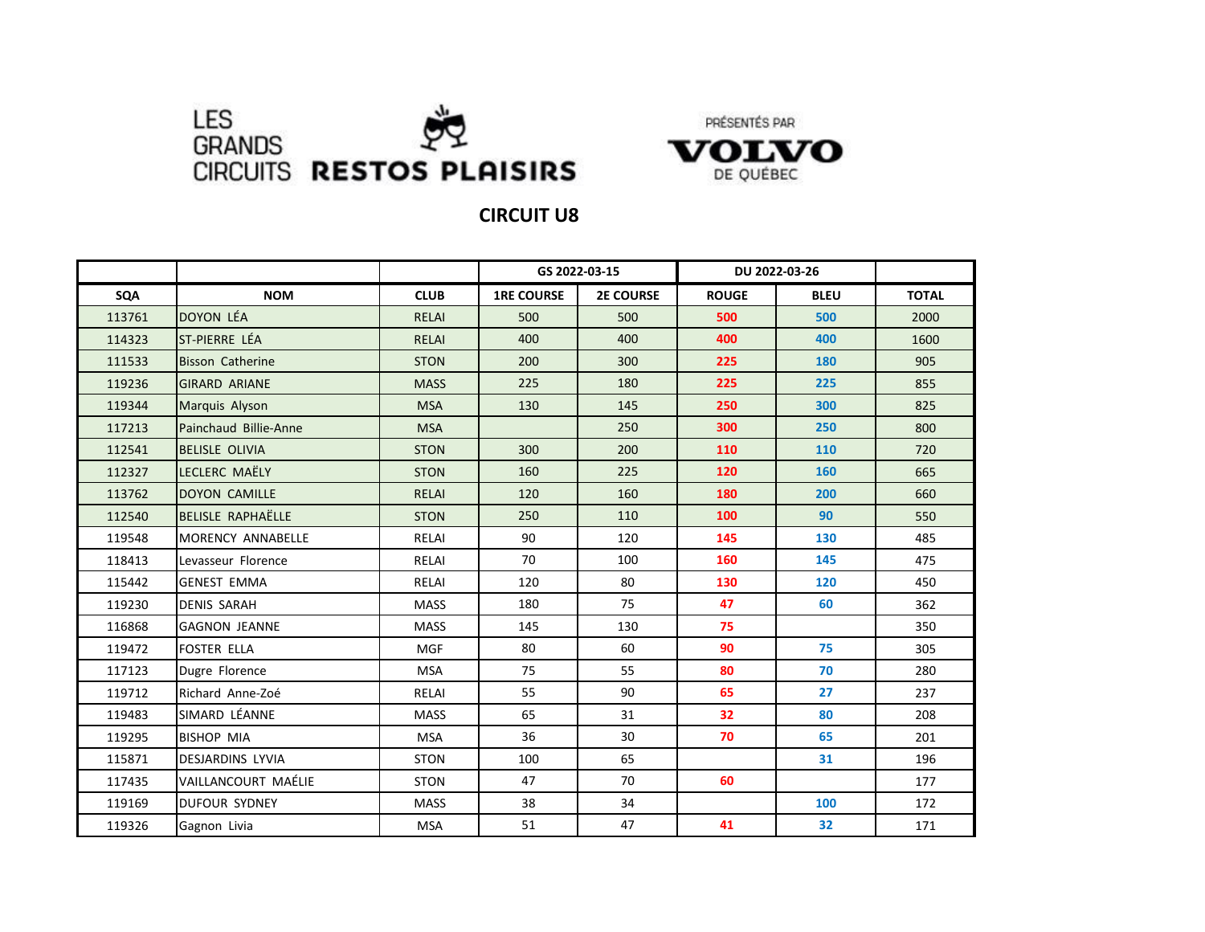LES GRANDS CIRCUITS RESTOS PLAISIRS

PRÉSENTÉS PAR VOLVO DE QUÉBEC

# CIRCUIT U8

| | | | GS 2022-03-15 | | DU 2022-03-26 | | |
|---|---|---|---|---|---|---|---|
| SQA | NOM | CLUB | 1RE COURSE | 2E COURSE | ROUGE | BLEU | TOTAL |
| 113761 | DOYON LÉA | RELAI | 500 | 500 | 500 | 500 | 2000 |
| 114323 | ST-PIERRE LÉA | RELAI | 400 | 400 | 400 | 400 | 1600 |
| 111533 | Bisson Catherine | STON | 200 | 300 | 225 | 180 | 905 |
| 119236 | GIRARD ARIANE | MASS | 225 | 180 | 225 | 225 | 855 |
| 119344 | Marquis Alyson | MSA | 130 | 145 | 250 | 300 | 825 |
| 117213 | Painchaud Billie-Anne | MSA | | 250 | 300 | 250 | 800 |
| 112541 | BELISLE OLIVIA | STON | 300 | 200 | 110 | 110 | 720 |
| 112327 | LECLERC MAËLY | STON | 160 | 225 | 120 | 160 | 665 |
| 113762 | DOYON CAMILLE | RELAI | 120 | 160 | 180 | 200 | 660 |
| 112540 | BELISLE RAPHAËLLE | STON | 250 | 110 | 100 | 90 | 550 |
| 119548 | MORENCY ANNABELLE | RELAI | 90 | 120 | 145 | 130 | 485 |
| 118413 | Levasseur Florence | RELAI | 70 | 100 | 160 | 145 | 475 |
| 115442 | GENEST EMMA | RELAI | 120 | 80 | 130 | 120 | 450 |
| 119230 | DENIS SARAH | MASS | 180 | 75 | 47 | 60 | 362 |
| 116868 | GAGNON JEANNE | MASS | 145 | 130 | 75 | | 350 |
| 119472 | FOSTER ELLA | MGF | 80 | 60 | 90 | 75 | 305 |
| 117123 | Dugre Florence | MSA | 75 | 55 | 80 | 70 | 280 |
| 119712 | Richard Anne-Zoé | RELAI | 55 | 90 | 65 | 27 | 237 |
| 119483 | SIMARD LÉANNE | MASS | 65 | 31 | 32 | 80 | 208 |
| 119295 | BISHOP MIA | MSA | 36 | 30 | 70 | 65 | 201 |
| 115871 | DESJARDINS LYVIA | STON | 100 | 65 | | 31 | 196 |
| 117435 | VAILLANCOURT MAÉLIE | STON | 47 | 70 | 60 | | 177 |
| 119169 | DUFOUR SYDNEY | MASS | 38 | 34 | | 100 | 172 |
| 119326 | Gagnon Livia | MSA | 51 | 47 | 41 | 32 | 171 |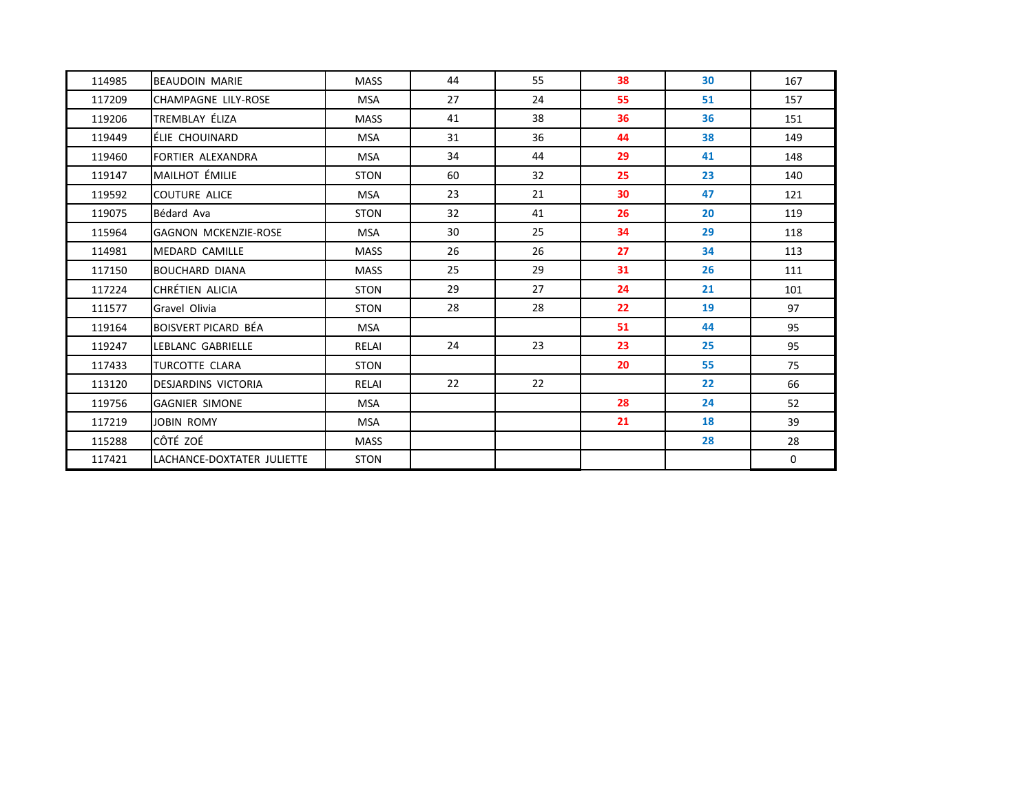| | | | | | | | |
|---|---|---|---|---|---|---|---|
| 114985 | BEAUDOIN MARIE | MASS | 44 | 55 | **38** | **30** | 167 |
| 117209 | CHAMPAGNE LILY-ROSE | MSA | 27 | 24 | **55** | **51** | 157 |
| 119206 | TREMBLAY ÉLIZA | MASS | 41 | 38 | **36** | **36** | 151 |
| 119449 | ÉLIE CHOUINARD | MSA | 31 | 36 | **44** | **38** | 149 |
| 119460 | FORTIER ALEXANDRA | MSA | 34 | 44 | **29** | **41** | 148 |
| 119147 | MAILHOT ÉMILIE | STON | 60 | 32 | **25** | **23** | 140 |
| 119592 | COUTURE ALICE | MSA | 23 | 21 | **30** | **47** | 121 |
| 119075 | Bédard Ava | STON | 32 | 41 | **26** | **20** | 119 |
| 115964 | GAGNON MCKENZIE-ROSE | MSA | 30 | 25 | **34** | **29** | 118 |
| 114981 | MEDARD CAMILLE | MASS | 26 | 26 | **27** | **34** | 113 |
| 117150 | BOUCHARD DIANA | MASS | 25 | 29 | **31** | **26** | 111 |
| 117224 | CHRÉTIEN ALICIA | STON | 29 | 27 | **24** | **21** | 101 |
| 111577 | Gravel Olivia | STON | 28 | 28 | **22** | **19** | 97 |
| 119164 | BOISVERT PICARD BÉA | MSA | | | **51** | **44** | 95 |
| 119247 | LEBLANC GABRIELLE | RELAI | 24 | 23 | **23** | **25** | 95 |
| 117433 | TURCOTTE CLARA | STON | | | **20** | **55** | 75 |
| 113120 | DESJARDINS VICTORIA | RELAI | 22 | 22 | | **22** | 66 |
| 119756 | GAGNIER SIMONE | MSA | | | **28** | **24** | 52 |
| 117219 | JOBIN ROMY | MSA | | | **21** | **18** | 39 |
| 115288 | CÔTÉ ZOÉ | MASS | | | | **28** | 28 |
| 117421 | LACHANCE-DOXTATER JULIETTE | STON | | | | | 0 |